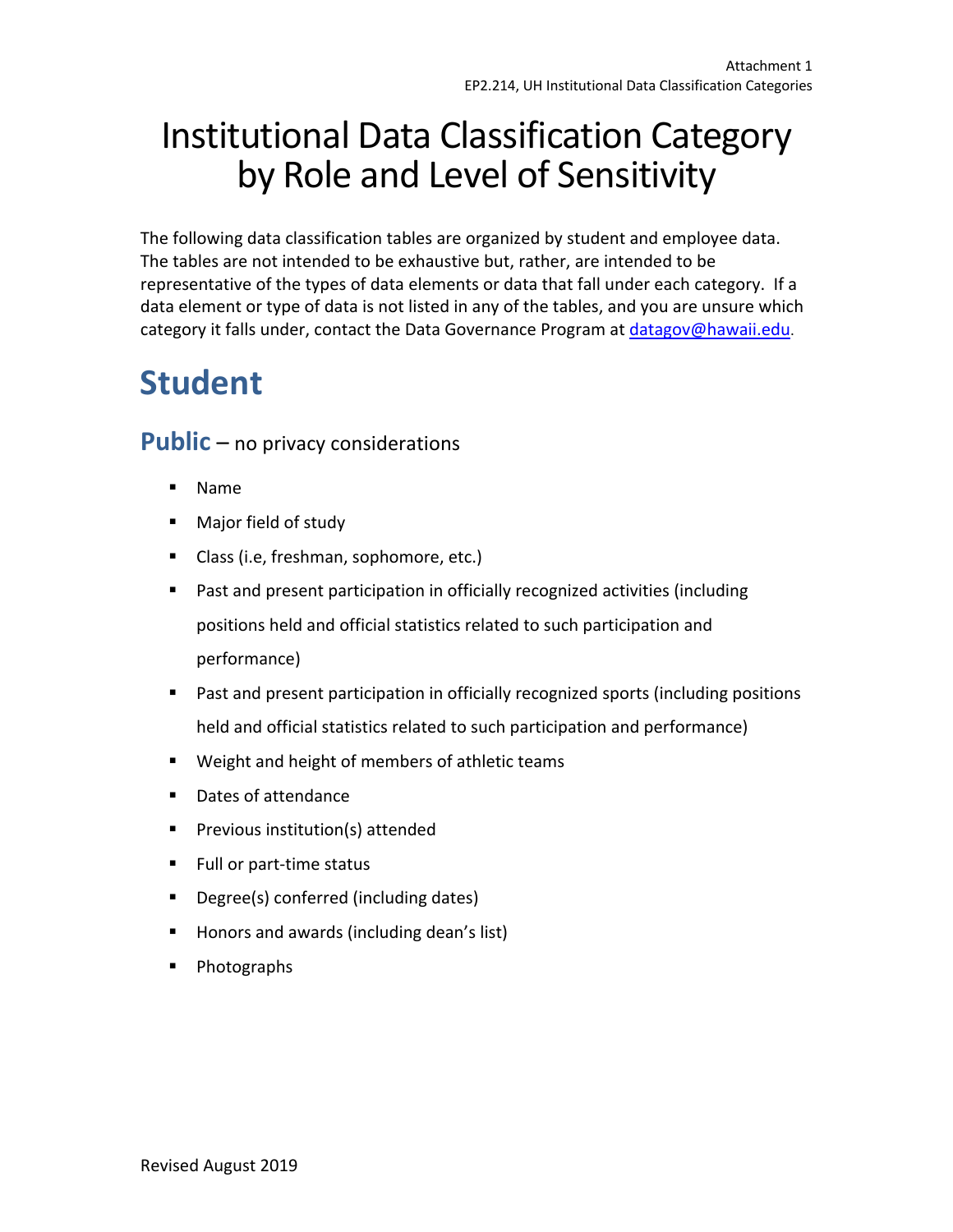# Institutional Data Classification Category by Role and Level of Sensitivity

The following data classification tables are organized by student and employee data. The tables are not intended to be exhaustive but, rather, are intended to be representative of the types of data elements or data that fall under each category. If a data element or type of data is not listed in any of the tables, and you are unsure which category it falls under, contact the Data Governance Program at [datagov@hawaii.edu](mailto:datagov@hawaii.edu).

# Student

## Public – no privacy considerations

- Name
- Major field of study
- Class (i.e, freshman, sophomore, etc.)
- Past and present participation in officially recognized activities (including positions held and official statistics related to such participation and performance)
- Past and present participation in officially recognized sports (including positions held and official statistics related to such participation and performance)
- Weight and height of members of athletic teams
- Dates of attendance
- Previous institution(s) attended
- Full or part-time status
- Degree(s) conferred (including dates)
- Honors and awards (including dean's list)
- Photographs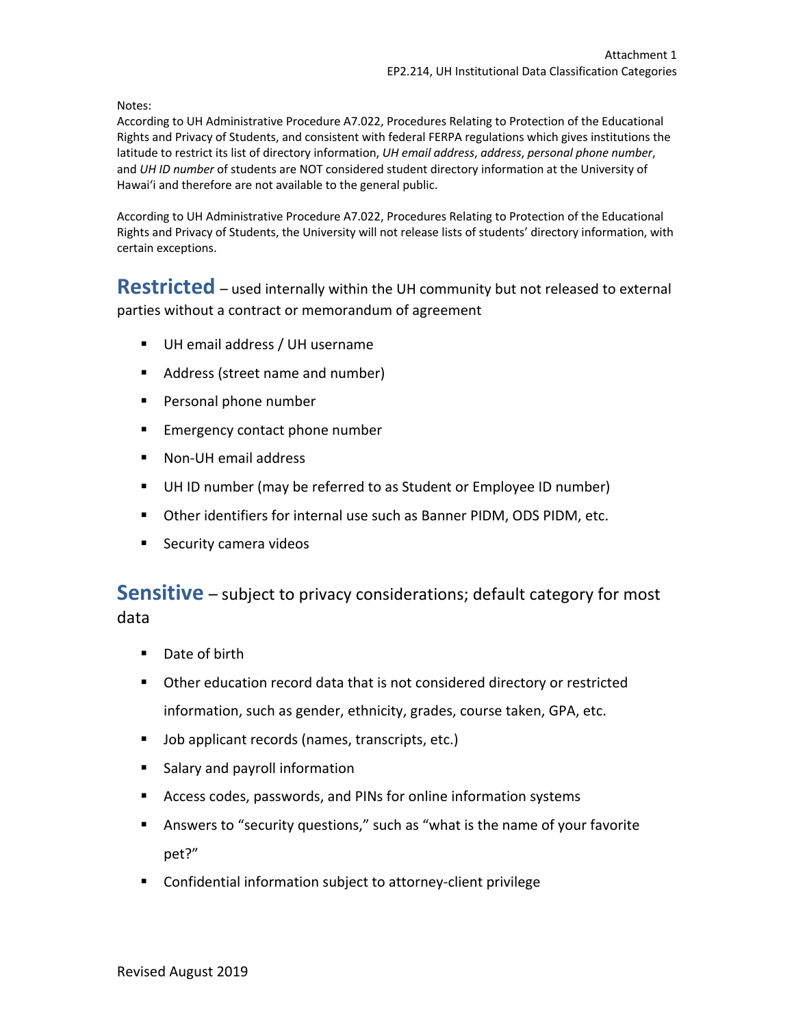Notes:
According to UH Administrative Procedure A7.022, Procedures Relating to Protection of the Educational Rights and Privacy of Students, and consistent with federal FERPA regulations which gives institutions the latitude to restrict its list of directory information, *UH email address*, *address*, *personal phone number*, and *UH ID number* of students are NOT considered student directory information at the University of Hawaiʻi and therefore are not available to the general public.

According to UH Administrative Procedure A7.022, Procedures Relating to Protection of the Educational Rights and Privacy of Students, the University will not release lists of students' directory information, with certain exceptions.

## **Restricted** – used internally within the UH community but not released to external parties without a contract or memorandum of agreement

- UH email address / UH username
- Address (street name and number)
- Personal phone number
- Emergency contact phone number
- Non-UH email address
- UH ID number (may be referred to as Student or Employee ID number)
- Other identifiers for internal use such as Banner PIDM, ODS PIDM, etc.
- Security camera videos

## **Sensitive** – subject to privacy considerations; default category for most data

- Date of birth
- Other education record data that is not considered directory or restricted information, such as gender, ethnicity, grades, course taken, GPA, etc.
- Job applicant records (names, transcripts, etc.)
- Salary and payroll information
- Access codes, passwords, and PINs for online information systems
- Answers to "security questions," such as "what is the name of your favorite pet?"
- Confidential information subject to attorney-client privilege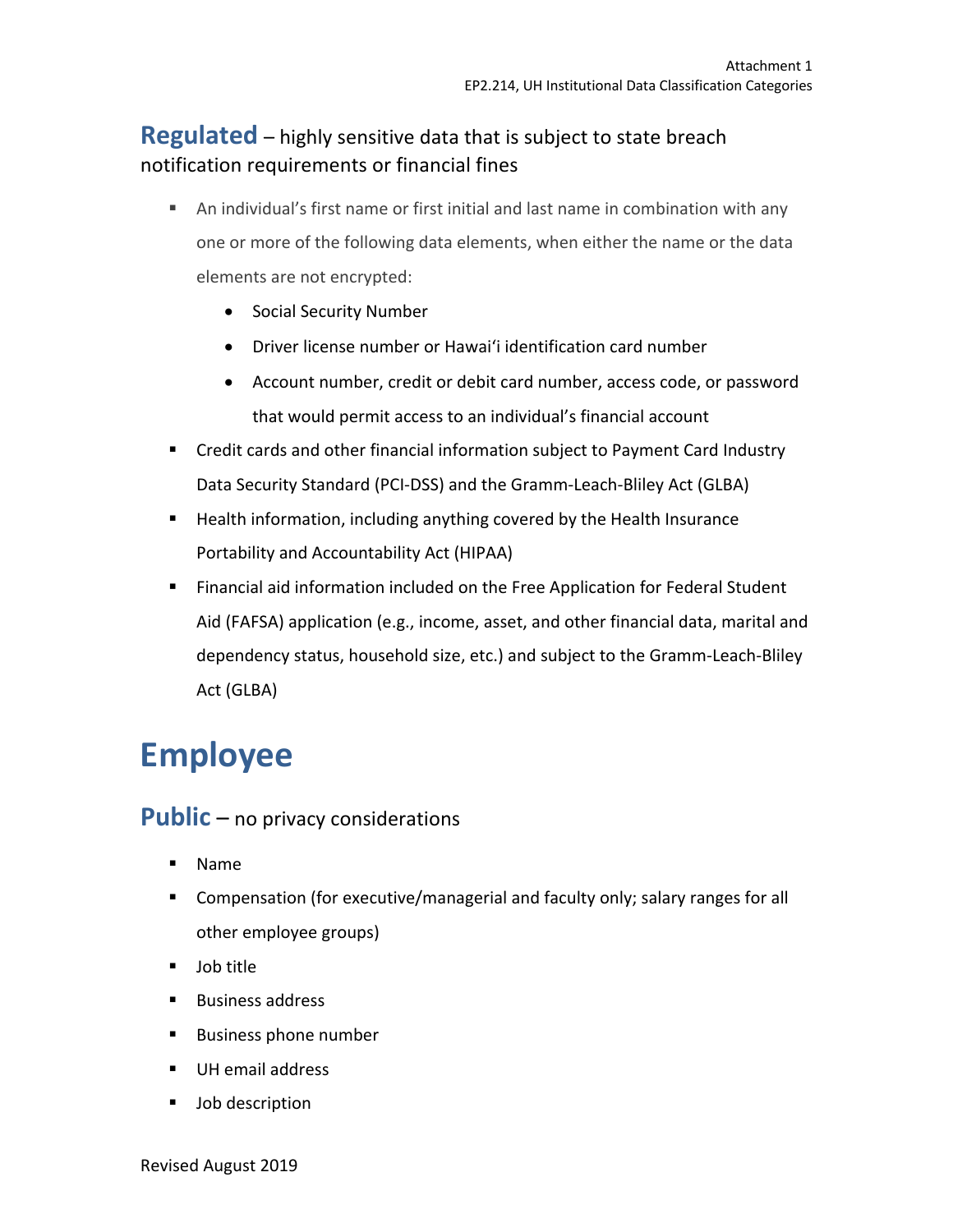## **Regulated** – highly sensitive data that is subject to state breach notification requirements or financial fines

- An individual's first name or first initial and last name in combination with any one or more of the following data elements, when either the name or the data elements are not encrypted:
  - Social Security Number
  - Driver license number or Hawaiʻi identification card number
  - Account number, credit or debit card number, access code, or password that would permit access to an individual's financial account
- Credit cards and other financial information subject to Payment Card Industry Data Security Standard (PCI-DSS) and the Gramm-Leach-Bliley Act (GLBA)
- Health information, including anything covered by the Health Insurance Portability and Accountability Act (HIPAA)
- Financial aid information included on the Free Application for Federal Student Aid (FAFSA) application (e.g., income, asset, and other financial data, marital and dependency status, household size, etc.) and subject to the Gramm-Leach-Bliley Act (GLBA)

# Employee

## **Public** – no privacy considerations

- Name
- Compensation (for executive/managerial and faculty only; salary ranges for all other employee groups)
- Job title
- Business address
- Business phone number
- UH email address
- Job description

Revised August 2019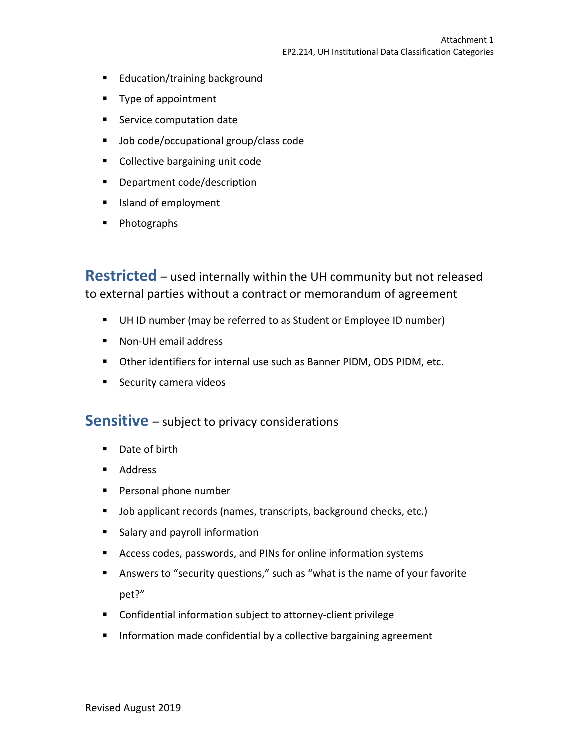- Education/training background
- Type of appointment
- Service computation date
- Job code/occupational group/class code
- Collective bargaining unit code
- Department code/description
- Island of employment
- Photographs

## **Restricted** – used internally within the UH community but not released to external parties without a contract or memorandum of agreement

- UH ID number (may be referred to as Student or Employee ID number)
- Non-UH email address
- Other identifiers for internal use such as Banner PIDM, ODS PIDM, etc.
- Security camera videos

## **Sensitive** – subject to privacy considerations

- Date of birth
- Address
- Personal phone number
- Job applicant records (names, transcripts, background checks, etc.)
- Salary and payroll information
- Access codes, passwords, and PINs for online information systems
- Answers to "security questions," such as "what is the name of your favorite pet?"
- Confidential information subject to attorney-client privilege
- Information made confidential by a collective bargaining agreement

Revised August 2019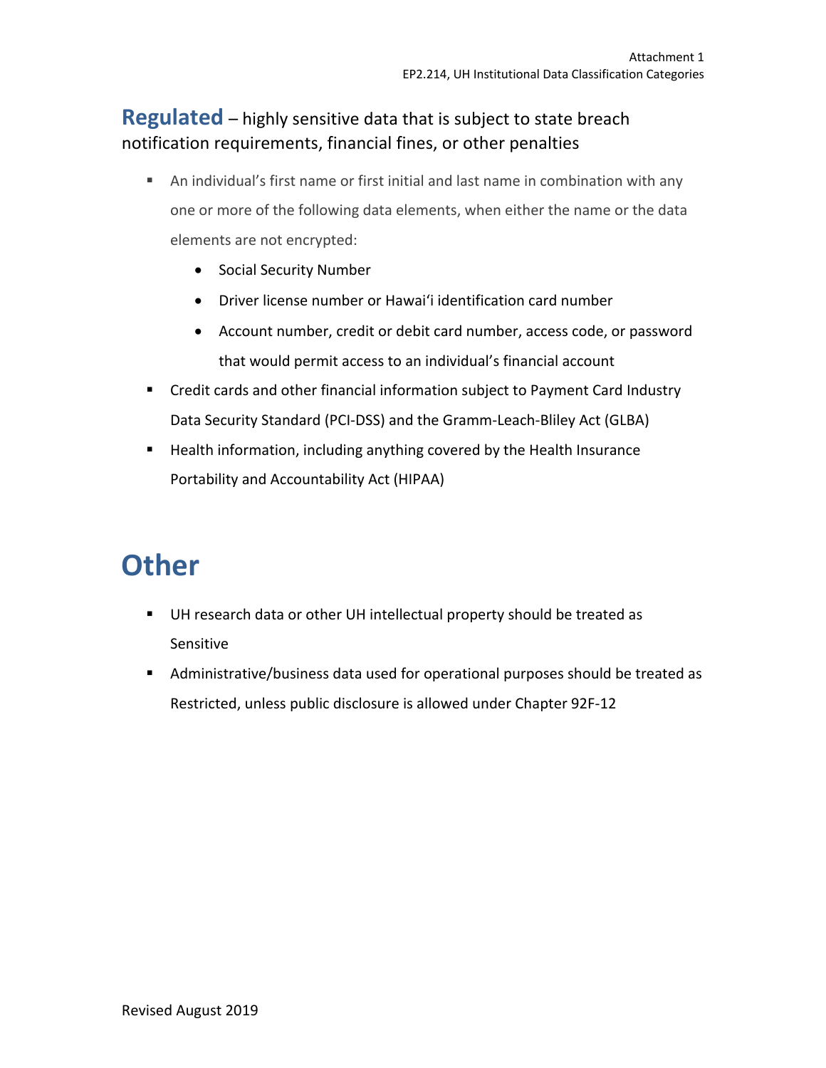## Regulated – highly sensitive data that is subject to state breach notification requirements, financial fines, or other penalties

- An individual's first name or first initial and last name in combination with any one or more of the following data elements, when either the name or the data elements are not encrypted:
  - Social Security Number
  - Driver license number or Hawaiʻi identification card number
  - Account number, credit or debit card number, access code, or password that would permit access to an individual's financial account
- Credit cards and other financial information subject to Payment Card Industry Data Security Standard (PCI-DSS) and the Gramm-Leach-Bliley Act (GLBA)
- Health information, including anything covered by the Health Insurance Portability and Accountability Act (HIPAA)

# Other

- UH research data or other UH intellectual property should be treated as Sensitive
- Administrative/business data used for operational purposes should be treated as Restricted, unless public disclosure is allowed under Chapter 92F-12

Revised August 2019